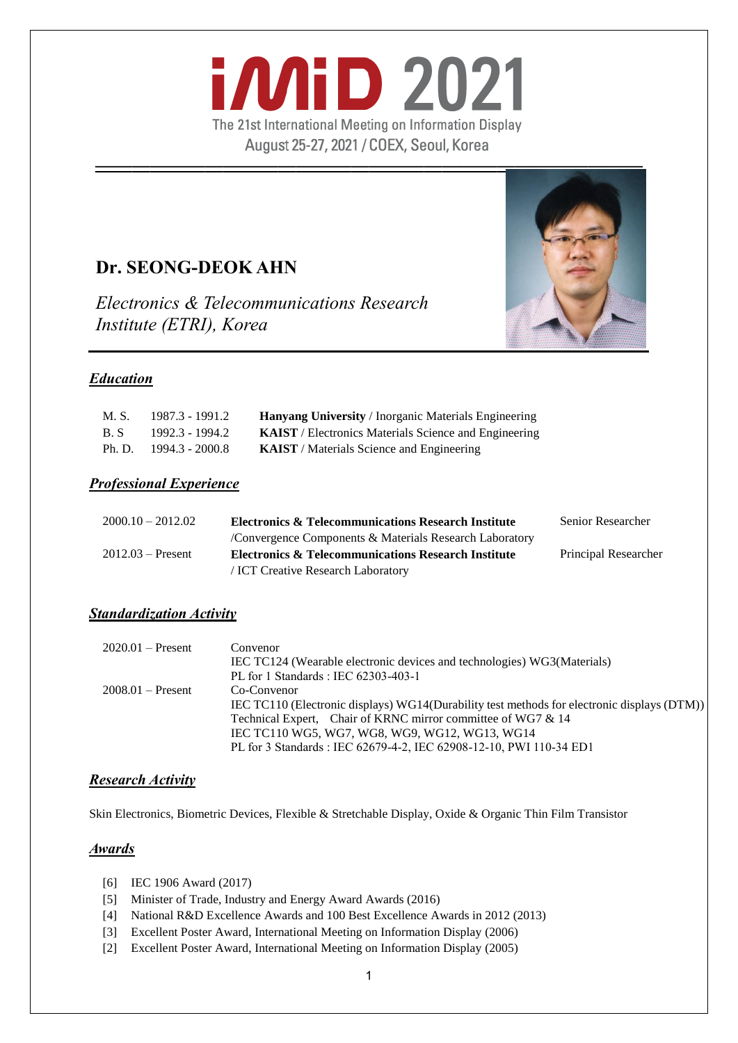# iMiD 2021

The 21st International Meeting on Information Display

August 25-27, 2021 / COEX, Seoul, Korea

## Dr. SEONG-DEOK AHN

*Electronics & Telecommunications Research Institute (ETRI), Korea*

### *Education*

| | | |
|---|---|---|
| M. S. | 1987.3 - 1991.2 | **Hanyang University** / Inorganic Materials Engineering |
| B. S | 1992.3 - 1994.2 | **KAIST** / Electronics Materials Science and Engineering |
| Ph. D. | 1994.3 - 2000.8 | **KAIST** / Materials Science and Engineering |

### *Professional Experience*

| | | |
|---|---|---|
| 2000.10 – 2012.02 | **Electronics & Telecommunications Research Institute** /Convergence Components & Materials Research Laboratory | Senior Researcher |
| 2012.03 – Present | **Electronics & Telecommunications Research Institute** / ICT Creative Research Laboratory | Principal Researcher |

### *Standardization Activity*

| | |
|---|---|
| 2020.01 – Present | Convenor<br>IEC TC124 (Wearable electronic devices and technologies) WG3(Materials)<br>PL for 1 Standards : IEC 62303-403-1 |
| 2008.01 – Present | Co-Convenor<br>IEC TC110 (Electronic displays) WG14(Durability test methods for electronic displays (DTM))<br>Technical Expert, Chair of KRNC mirror committee of WG7 & 14<br>IEC TC110 WG5, WG7, WG8, WG9, WG12, WG13, WG14<br>PL for 3 Standards : IEC 62679-4-2, IEC 62908-12-10, PWI 110-34 ED1 |

### *Research Activity*

Skin Electronics, Biometric Devices, Flexible & Stretchable Display, Oxide & Organic Thin Film Transistor

### *Awards*

[6] IEC 1906 Award (2017)
[5] Minister of Trade, Industry and Energy Award Awards (2016)
[4] National R&D Excellence Awards and 100 Best Excellence Awards in 2012 (2013)
[3] Excellent Poster Award, International Meeting on Information Display (2006)
[2] Excellent Poster Award, International Meeting on Information Display (2005)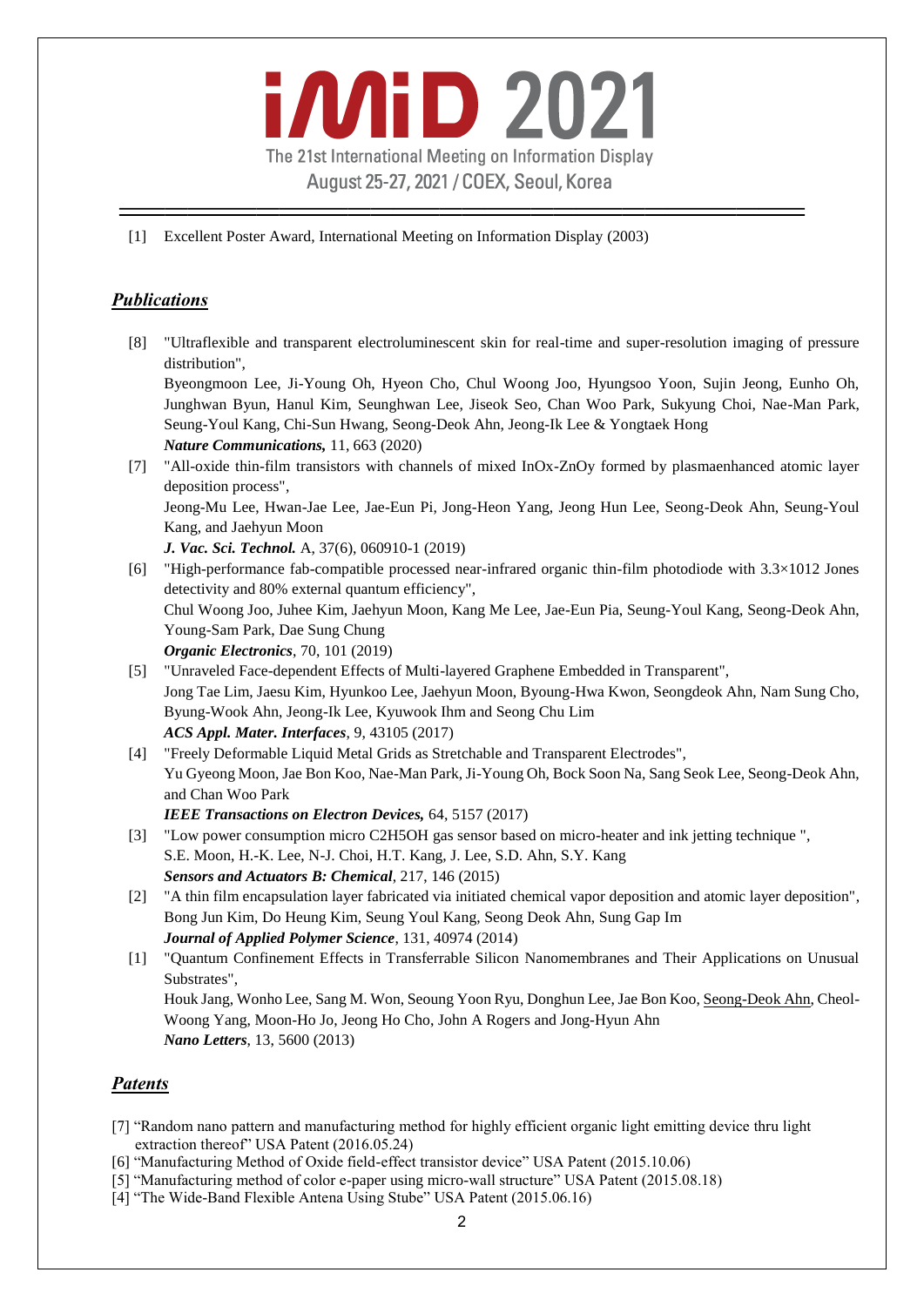[1] Excellent Poster Award, International Meeting on Information Display (2003)

## ***Publications***

[8] "Ultraflexible and transparent electroluminescent skin for real-time and super-resolution imaging of pressure distribution",
Byeongmoon Lee, Ji-Young Oh, Hyeon Cho, Chul Woong Joo, Hyungsoo Yoon, Sujin Jeong, Eunho Oh, Junghwan Byun, Hanul Kim, Seunghwan Lee, Jiseok Seo, Chan Woo Park, Sukyung Choi, Nae-Man Park, Seung-Youl Kang, Chi-Sun Hwang, Seong-Deok Ahn, Jeong-Ik Lee & Yongtaek Hong
***Nature Communications,*** 11, 663 (2020)

[7] "All-oxide thin-film transistors with channels of mixed InOx-ZnOy formed by plasmaenhanced atomic layer deposition process",
Jeong-Mu Lee, Hwan-Jae Lee, Jae-Eun Pi, Jong-Heon Yang, Jeong Hun Lee, Seong-Deok Ahn, Seung-Youl Kang, and Jaehyun Moon
***J. Vac. Sci. Technol.*** A, 37(6), 060910-1 (2019)

[6] "High-performance fab-compatible processed near-infrared organic thin-film photodiode with 3.3×1012 Jones detectivity and 80% external quantum efficiency",
Chul Woong Joo, Juhee Kim, Jaehyun Moon, Kang Me Lee, Jae-Eun Pia, Seung-Youl Kang, Seong-Deok Ahn, Young-Sam Park, Dae Sung Chung
***Organic Electronics***, 70, 101 (2019)

[5] "Unraveled Face-dependent Effects of Multi-layered Graphene Embedded in Transparent",
Jong Tae Lim, Jaesu Kim, Hyunkoo Lee, Jaehyun Moon, Byoung-Hwa Kwon, Seongdeok Ahn, Nam Sung Cho, Byung-Wook Ahn, Jeong-Ik Lee, Kyuwook Ihm and Seong Chu Lim
***ACS Appl. Mater. Interfaces***, 9, 43105 (2017)

[4] "Freely Deformable Liquid Metal Grids as Stretchable and Transparent Electrodes",
Yu Gyeong Moon, Jae Bon Koo, Nae-Man Park, Ji-Young Oh, Bock Soon Na, Sang Seok Lee, Seong-Deok Ahn, and Chan Woo Park
***IEEE Transactions on Electron Devices,*** 64, 5157 (2017)

[3] "Low power consumption micro C2H5OH gas sensor based on micro-heater and ink jetting technique ",
S.E. Moon, H.-K. Lee, N-J. Choi, H.T. Kang, J. Lee, S.D. Ahn, S.Y. Kang
***Sensors and Actuators B: Chemical***, 217, 146 (2015)

[2] "A thin film encapsulation layer fabricated via initiated chemical vapor deposition and atomic layer deposition",
Bong Jun Kim, Do Heung Kim, Seung Youl Kang, Seong Deok Ahn, Sung Gap Im
***Journal of Applied Polymer Science***, 131, 40974 (2014)

[1] "Quantum Confinement Effects in Transferrable Silicon Nanomembranes and Their Applications on Unusual Substrates",
Houk Jang, Wonho Lee, Sang M. Won, Seoung Yoon Ryu, Donghun Lee, Jae Bon Koo, Seong-Deok Ahn, Cheol-Woong Yang, Moon-Ho Jo, Jeong Ho Cho, John A Rogers and Jong-Hyun Ahn
***Nano Letters***, 13, 5600 (2013)

## ***Patents***

[7] "Random nano pattern and manufacturing method for highly efficient organic light emitting device thru light extraction thereof" USA Patent (2016.05.24)

[6] "Manufacturing Method of Oxide field-effect transistor device" USA Patent (2015.10.06)

[5] "Manufacturing method of color e-paper using micro-wall structure" USA Patent (2015.08.18)

[4] "The Wide-Band Flexible Antena Using Stube" USA Patent (2015.06.16)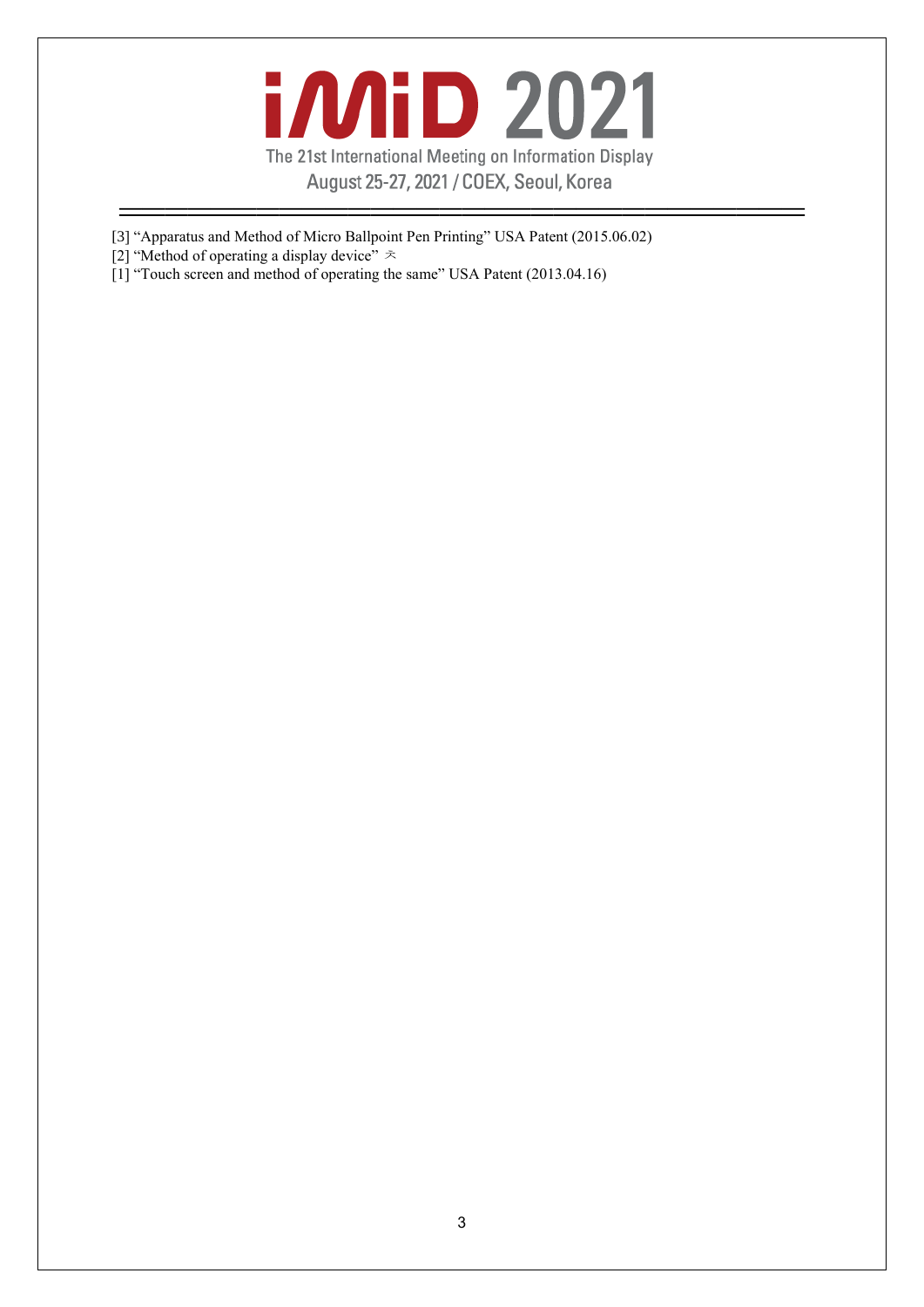[3] "Apparatus and Method of Micro Ballpoint Pen Printing" USA Patent (2015.06.02)
[2] "Method of operating a display device" ㅊ
[1] "Touch screen and method of operating the same" USA Patent (2013.04.16)